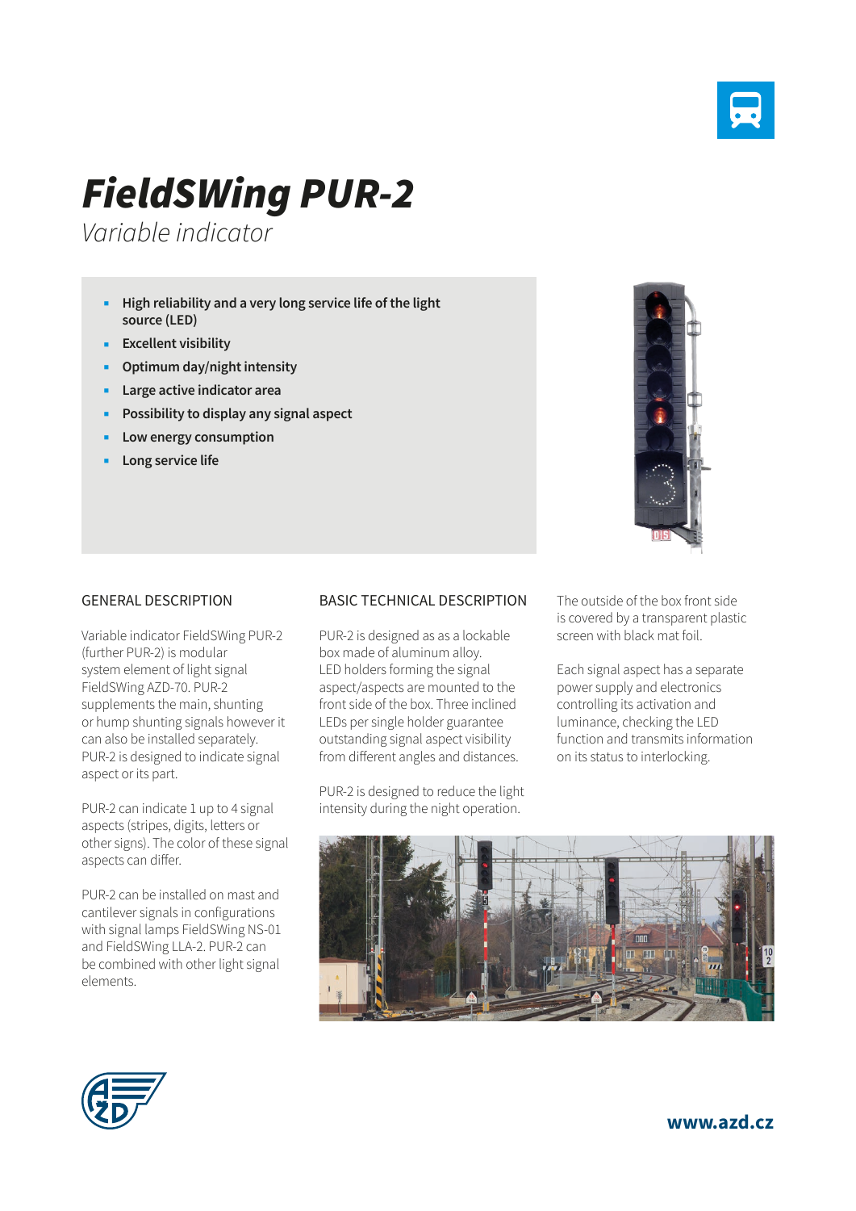# FieldSWing PUR-2

*Variable indicator*

- **High reliability and a very long service life of the light source (LED)**
- **Excellent visibility**
- **Optimum day/night intensity**
- **Large active indicator area**
- **Possibility to display any signal aspect**
- **Low energy consumption**
- **Long service life**

## GENERAL DESCRIPTION

Variable indicator FieldSWing PUR-2 (further PUR-2) is modular system element of light signal FieldSWing AZD-70. PUR-2 supplements the main, shunting or hump shunting signals however it can also be installed separately. PUR-2 is designed to indicate signal aspect or its part.

PUR-2 can indicate 1 up to 4 signal aspects (stripes, digits, letters or other signs). The color of these signal aspects can differ.

PUR-2 can be installed on mast and cantilever signals in configurations with signal lamps FieldSWing NS-01 and FieldSWing LLA-2. PUR-2 can be combined with other light signal elements.

## BASIC TECHNICAL DESCRIPTION

PUR-2 is designed as as a lockable box made of aluminum alloy. LED holders forming the signal aspect/aspects are mounted to the front side of the box. Three inclined LEDs per single holder guarantee outstanding signal aspect visibility from different angles and distances.

PUR-2 is designed to reduce the light intensity during the night operation.

The outside of the box front side is covered by a transparent plastic screen with black mat foil.

Each signal aspect has a separate power supply and electronics controlling its activation and luminance, checking the LED function and transmits information on its status to interlocking.

www.azd.cz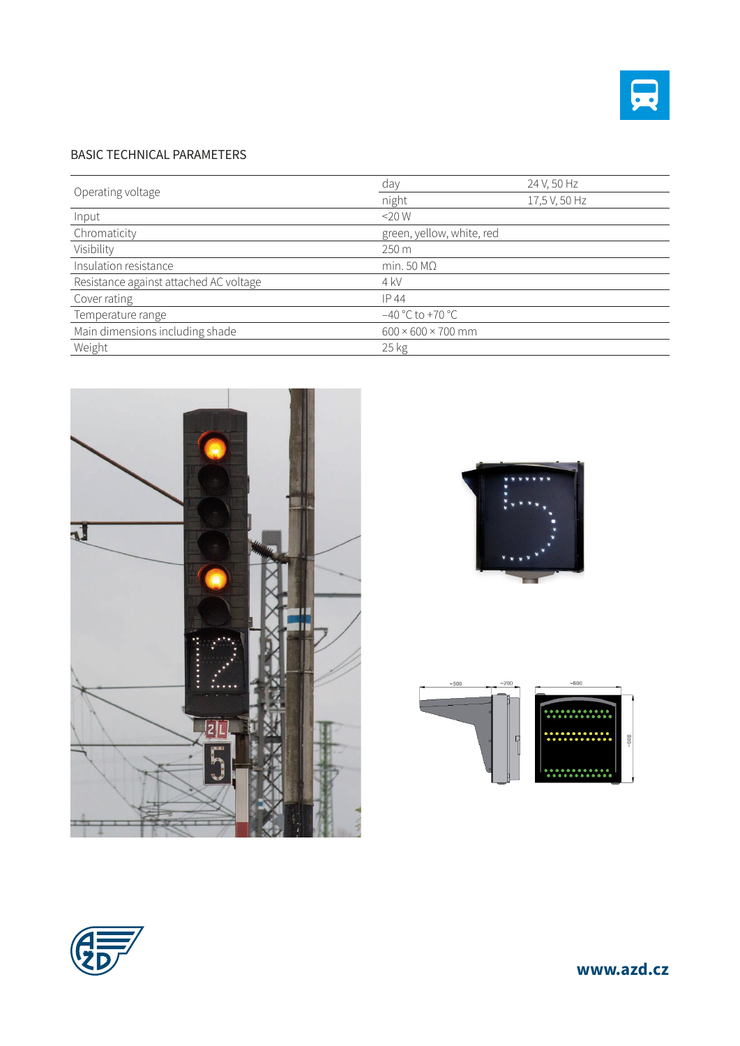BASIC TECHNICAL PARAMETERS

| | | |
|---|---|---|
| Operating voltage | day | 24 V, 50 Hz |
| | night | 17,5 V, 50 Hz |
| Input | <20 W | |
| Chromaticity | green, yellow, white, red | |
| Visibility | 250 m | |
| Insulation resistance | min. 50 MΩ | |
| Resistance against attached AC voltage | 4 kV | |
| Cover rating | IP 44 | |
| Temperature range | −40 °C to +70 °C | |
| Main dimensions including shade | 600 × 600 × 700 mm | |
| Weight | 25 kg | |

www.azd.cz